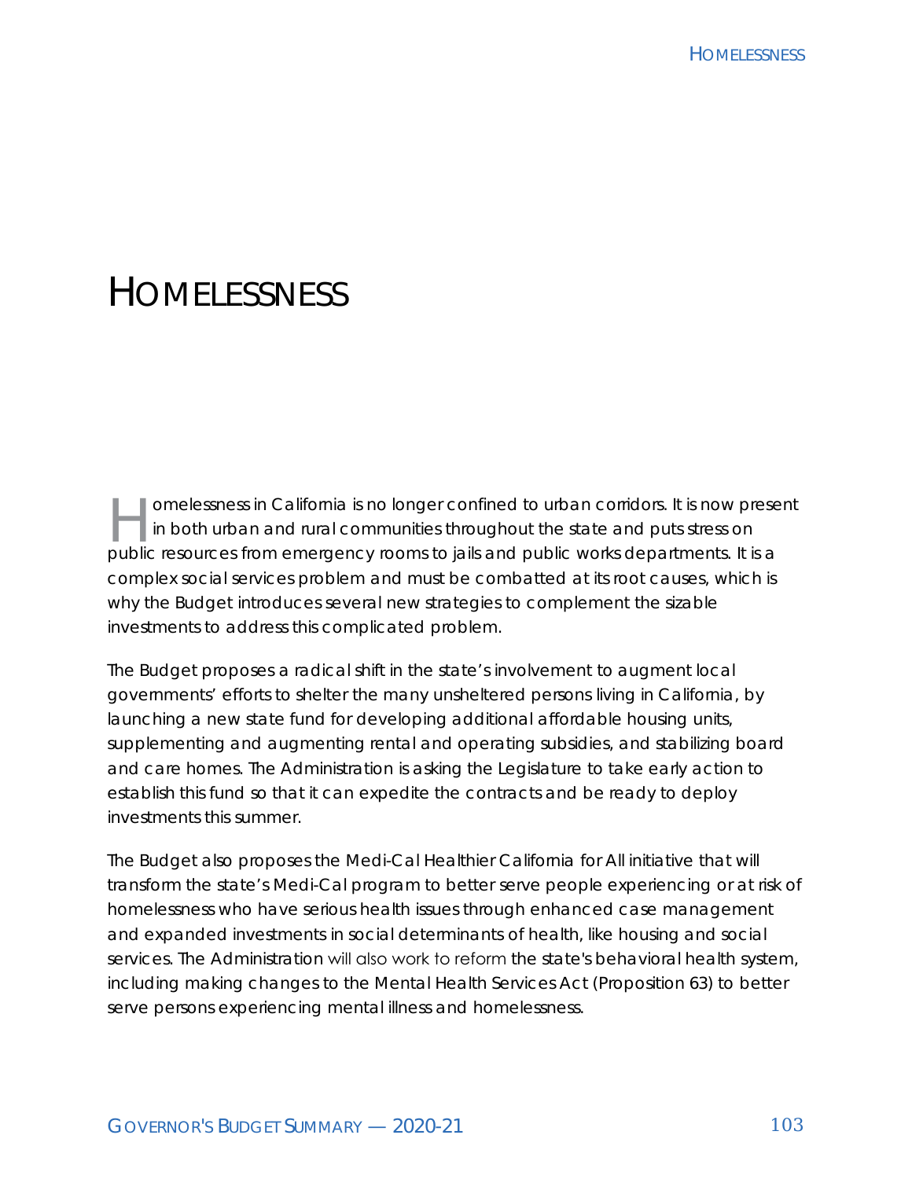# HOMELESSNESS

Homelessness in California is no longer confined to urban corridors. It is now present in both urban and rural communities throughout the state and puts stress on public resources from emergency rooms to jails and public works departments. It is a complex social services problem and must be combatted at its root causes, which is why the Budget introduces several new strategies to complement the sizable investments to address this complicated problem.

The Budget proposes a radical shift in the state's involvement to augment local governments' efforts to shelter the many unsheltered persons living in California, by launching a new state fund for developing additional affordable housing units, supplementing and augmenting rental and operating subsidies, and stabilizing board and care homes. The Administration is asking the Legislature to take early action to establish this fund so that it can expedite the contracts and be ready to deploy investments this summer.

The Budget also proposes the Medi-Cal Healthier California for All initiative that will transform the state's Medi-Cal program to better serve people experiencing or at risk of homelessness who have serious health issues through enhanced case management and expanded investments in social determinants of health, like housing and social services. The Administration will also work to reform the state's behavioral health system, including making changes to the Mental Health Services Act (Proposition 63) to better serve persons experiencing mental illness and homelessness.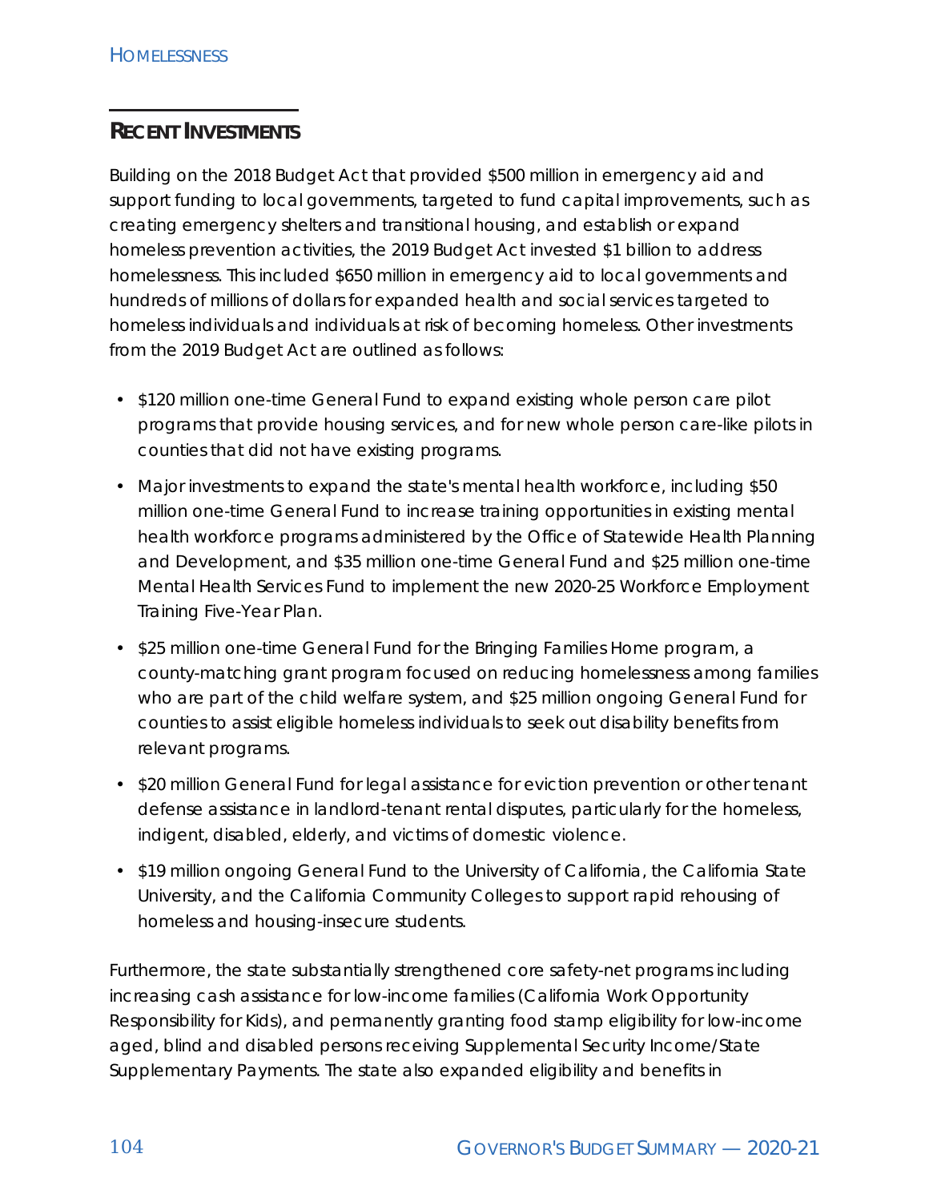## RECENT INVESTMENTS

Building on the 2018 Budget Act that provided $500 million in emergency aid and support funding to local governments, targeted to fund capital improvements, such as creating emergency shelters and transitional housing, and establish or expand homeless prevention activities, the 2019 Budget Act invested $1 billion to address homelessness. This included $650 million in emergency aid to local governments and hundreds of millions of dollars for expanded health and social services targeted to homeless individuals and individuals at risk of becoming homeless. Other investments from the 2019 Budget Act are outlined as follows:

- $120 million one-time General Fund to expand existing whole person care pilot programs that provide housing services, and for new whole person care-like pilots in counties that did not have existing programs.
- Major investments to expand the state's mental health workforce, including $50 million one-time General Fund to increase training opportunities in existing mental health workforce programs administered by the Office of Statewide Health Planning and Development, and $35 million one-time General Fund and $25 million one-time Mental Health Services Fund to implement the new 2020-25 Workforce Employment Training Five-Year Plan.
- $25 million one-time General Fund for the Bringing Families Home program, a county-matching grant program focused on reducing homelessness among families who are part of the child welfare system, and $25 million ongoing General Fund for counties to assist eligible homeless individuals to seek out disability benefits from relevant programs.
- $20 million General Fund for legal assistance for eviction prevention or other tenant defense assistance in landlord-tenant rental disputes, particularly for the homeless, indigent, disabled, elderly, and victims of domestic violence.
- $19 million ongoing General Fund to the University of California, the California State University, and the California Community Colleges to support rapid rehousing of homeless and housing-insecure students.

Furthermore, the state substantially strengthened core safety-net programs including increasing cash assistance for low-income families (California Work Opportunity Responsibility for Kids), and permanently granting food stamp eligibility for low-income aged, blind and disabled persons receiving Supplemental Security Income/State Supplementary Payments. The state also expanded eligibility and benefits in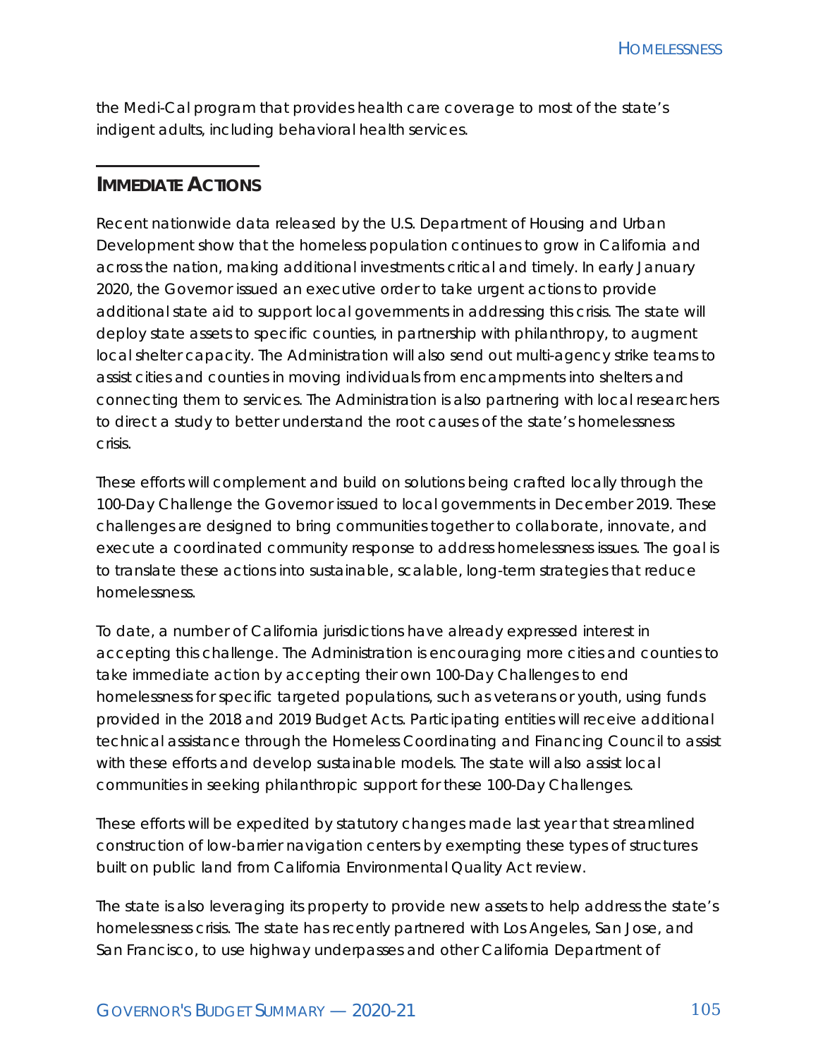the Medi-Cal program that provides health care coverage to most of the state's indigent adults, including behavioral health services.

## Immediate Actions

Recent nationwide data released by the U.S. Department of Housing and Urban Development show that the homeless population continues to grow in California and across the nation, making additional investments critical and timely. In early January 2020, the Governor issued an executive order to take urgent actions to provide additional state aid to support local governments in addressing this crisis. The state will deploy state assets to specific counties, in partnership with philanthropy, to augment local shelter capacity. The Administration will also send out multi-agency strike teams to assist cities and counties in moving individuals from encampments into shelters and connecting them to services. The Administration is also partnering with local researchers to direct a study to better understand the root causes of the state's homelessness crisis.

These efforts will complement and build on solutions being crafted locally through the 100-Day Challenge the Governor issued to local governments in December 2019. These challenges are designed to bring communities together to collaborate, innovate, and execute a coordinated community response to address homelessness issues. The goal is to translate these actions into sustainable, scalable, long-term strategies that reduce homelessness.

To date, a number of California jurisdictions have already expressed interest in accepting this challenge. The Administration is encouraging more cities and counties to take immediate action by accepting their own 100-Day Challenges to end homelessness for specific targeted populations, such as veterans or youth, using funds provided in the 2018 and 2019 Budget Acts. Participating entities will receive additional technical assistance through the Homeless Coordinating and Financing Council to assist with these efforts and develop sustainable models. The state will also assist local communities in seeking philanthropic support for these 100-Day Challenges.

These efforts will be expedited by statutory changes made last year that streamlined construction of low-barrier navigation centers by exempting these types of structures built on public land from California Environmental Quality Act review.

The state is also leveraging its property to provide new assets to help address the state's homelessness crisis. The state has recently partnered with Los Angeles, San Jose, and San Francisco, to use highway underpasses and other California Department of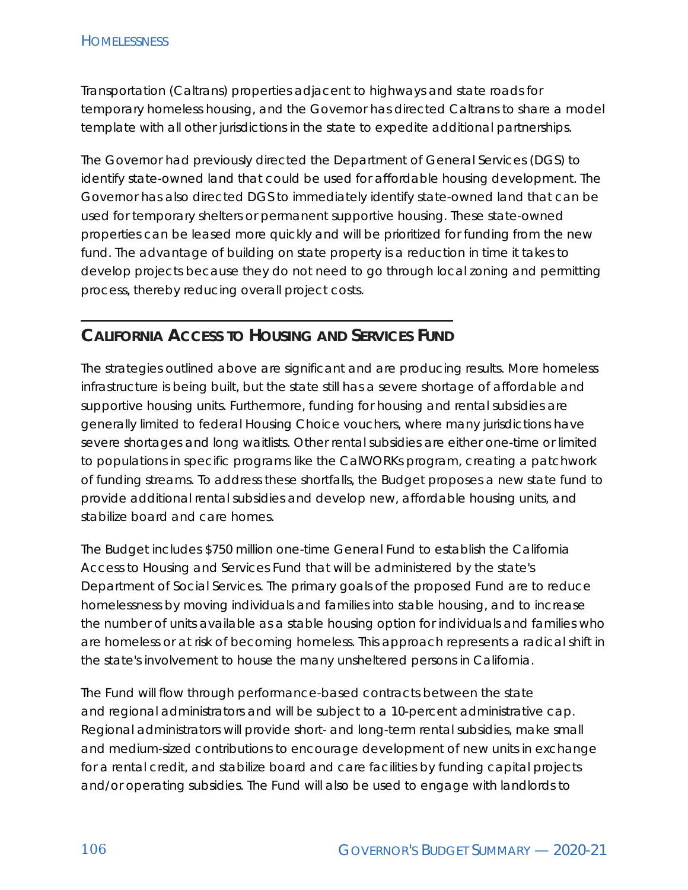Transportation (Caltrans) properties adjacent to highways and state roads for temporary homeless housing, and the Governor has directed Caltrans to share a model template with all other jurisdictions in the state to expedite additional partnerships.

The Governor had previously directed the Department of General Services (DGS) to identify state-owned land that could be used for affordable housing development. The Governor has also directed DGS to immediately identify state-owned land that can be used for temporary shelters or permanent supportive housing. These state-owned properties can be leased more quickly and will be prioritized for funding from the new fund. The advantage of building on state property is a reduction in time it takes to develop projects because they do not need to go through local zoning and permitting process, thereby reducing overall project costs.

## California Access to Housing and Services Fund

The strategies outlined above are significant and are producing results. More homeless infrastructure is being built, but the state still has a severe shortage of affordable and supportive housing units. Furthermore, funding for housing and rental subsidies are generally limited to federal Housing Choice vouchers, where many jurisdictions have severe shortages and long waitlists. Other rental subsidies are either one-time or limited to populations in specific programs like the CalWORKs program, creating a patchwork of funding streams. To address these shortfalls, the Budget proposes a new state fund to provide additional rental subsidies and develop new, affordable housing units, and stabilize board and care homes.

The Budget includes $750 million one-time General Fund to establish the California Access to Housing and Services Fund that will be administered by the state's Department of Social Services. The primary goals of the proposed Fund are to reduce homelessness by moving individuals and families into stable housing, and to increase the number of units available as a stable housing option for individuals and families who are homeless or at risk of becoming homeless. This approach represents a radical shift in the state's involvement to house the many unsheltered persons in California.

The Fund will flow through performance-based contracts between the state and regional administrators and will be subject to a 10-percent administrative cap. Regional administrators will provide short- and long-term rental subsidies, make small and medium-sized contributions to encourage development of new units in exchange for a rental credit, and stabilize board and care facilities by funding capital projects and/or operating subsidies. The Fund will also be used to engage with landlords to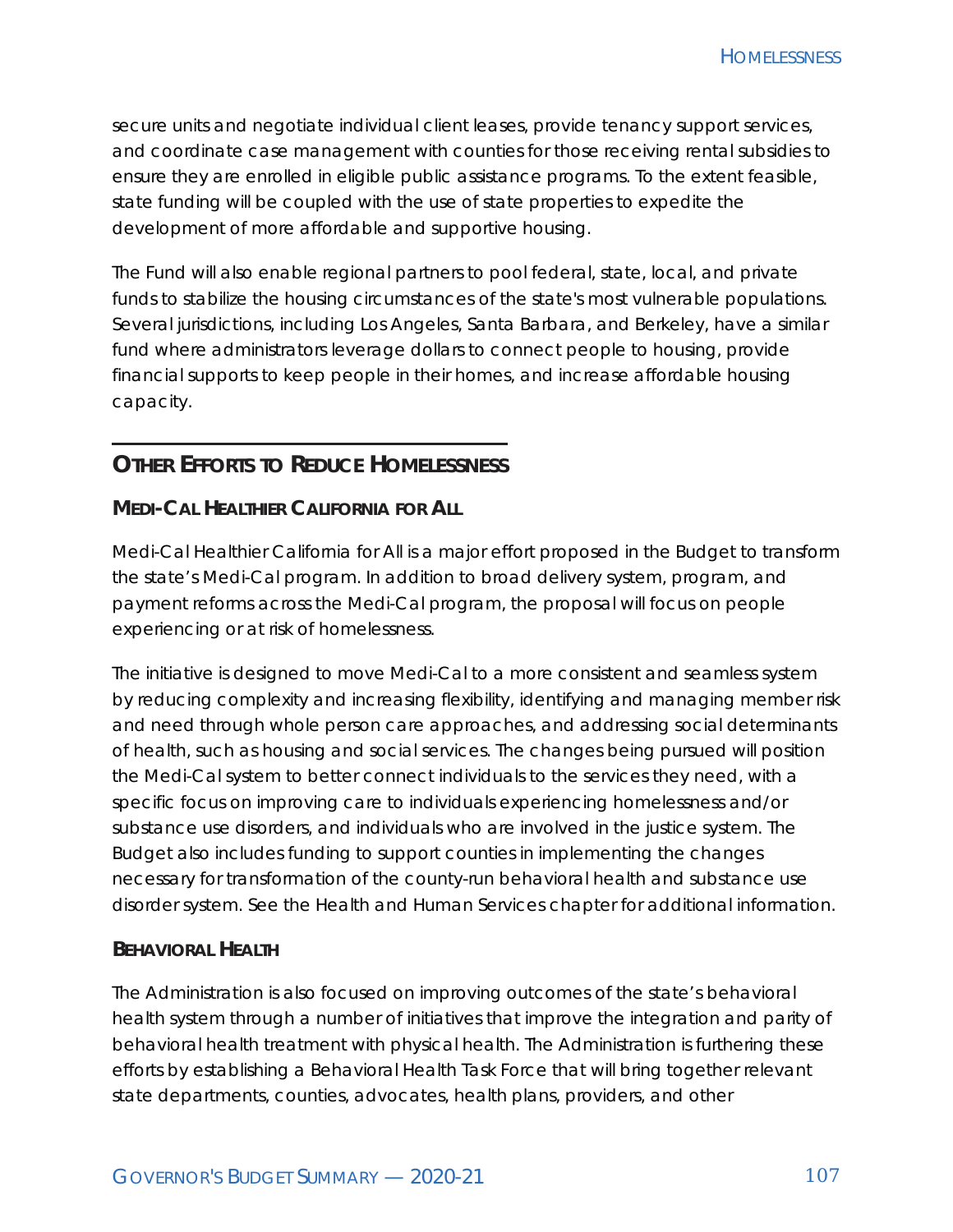secure units and negotiate individual client leases, provide tenancy support services, and coordinate case management with counties for those receiving rental subsidies to ensure they are enrolled in eligible public assistance programs. To the extent feasible, state funding will be coupled with the use of state properties to expedite the development of more affordable and supportive housing.

The Fund will also enable regional partners to pool federal, state, local, and private funds to stabilize the housing circumstances of the state's most vulnerable populations. Several jurisdictions, including Los Angeles, Santa Barbara, and Berkeley, have a similar fund where administrators leverage dollars to connect people to housing, provide financial supports to keep people in their homes, and increase affordable housing capacity.

## Other Efforts to Reduce Homelessness

### Medi-Cal Healthier California for All

Medi-Cal Healthier California for All is a major effort proposed in the Budget to transform the state's Medi-Cal program. In addition to broad delivery system, program, and payment reforms across the Medi-Cal program, the proposal will focus on people experiencing or at risk of homelessness.

The initiative is designed to move Medi-Cal to a more consistent and seamless system by reducing complexity and increasing flexibility, identifying and managing member risk and need through whole person care approaches, and addressing social determinants of health, such as housing and social services. The changes being pursued will position the Medi-Cal system to better connect individuals to the services they need, with a specific focus on improving care to individuals experiencing homelessness and/or substance use disorders, and individuals who are involved in the justice system. The Budget also includes funding to support counties in implementing the changes necessary for transformation of the county-run behavioral health and substance use disorder system. See the Health and Human Services chapter for additional information.

### Behavioral Health

The Administration is also focused on improving outcomes of the state's behavioral health system through a number of initiatives that improve the integration and parity of behavioral health treatment with physical health. The Administration is furthering these efforts by establishing a Behavioral Health Task Force that will bring together relevant state departments, counties, advocates, health plans, providers, and other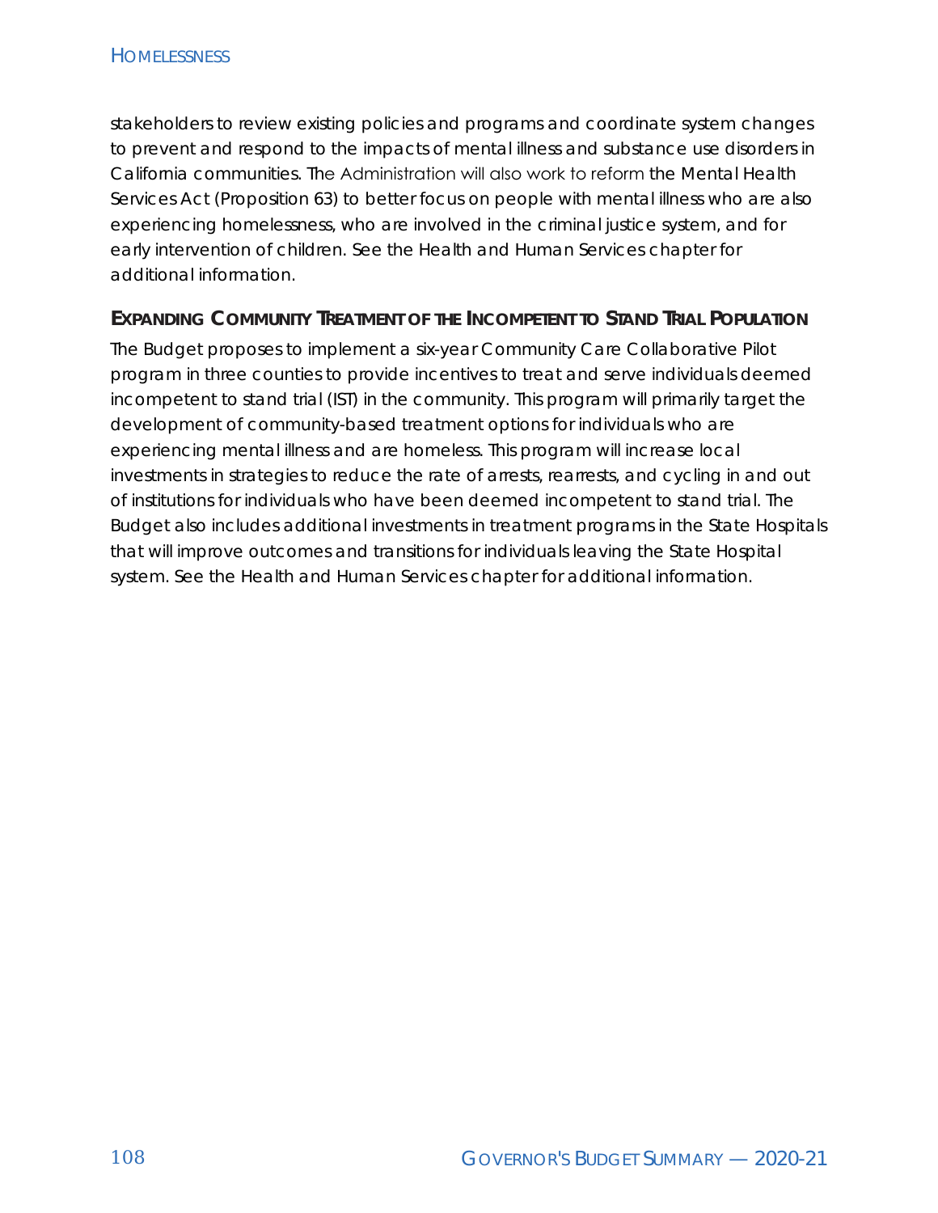stakeholders to review existing policies and programs and coordinate system changes to prevent and respond to the impacts of mental illness and substance use disorders in California communities. The Administration will also work to reform the Mental Health Services Act (Proposition 63) to better focus on people with mental illness who are also experiencing homelessness, who are involved in the criminal justice system, and for early intervention of children. See the Health and Human Services chapter for additional information.

### Expanding Community Treatment of the Incompetent to Stand Trial Population

The Budget proposes to implement a six-year Community Care Collaborative Pilot program in three counties to provide incentives to treat and serve individuals deemed incompetent to stand trial (IST) in the community. This program will primarily target the development of community-based treatment options for individuals who are experiencing mental illness and are homeless. This program will increase local investments in strategies to reduce the rate of arrests, rearrests, and cycling in and out of institutions for individuals who have been deemed incompetent to stand trial. The Budget also includes additional investments in treatment programs in the State Hospitals that will improve outcomes and transitions for individuals leaving the State Hospital system. See the Health and Human Services chapter for additional information.